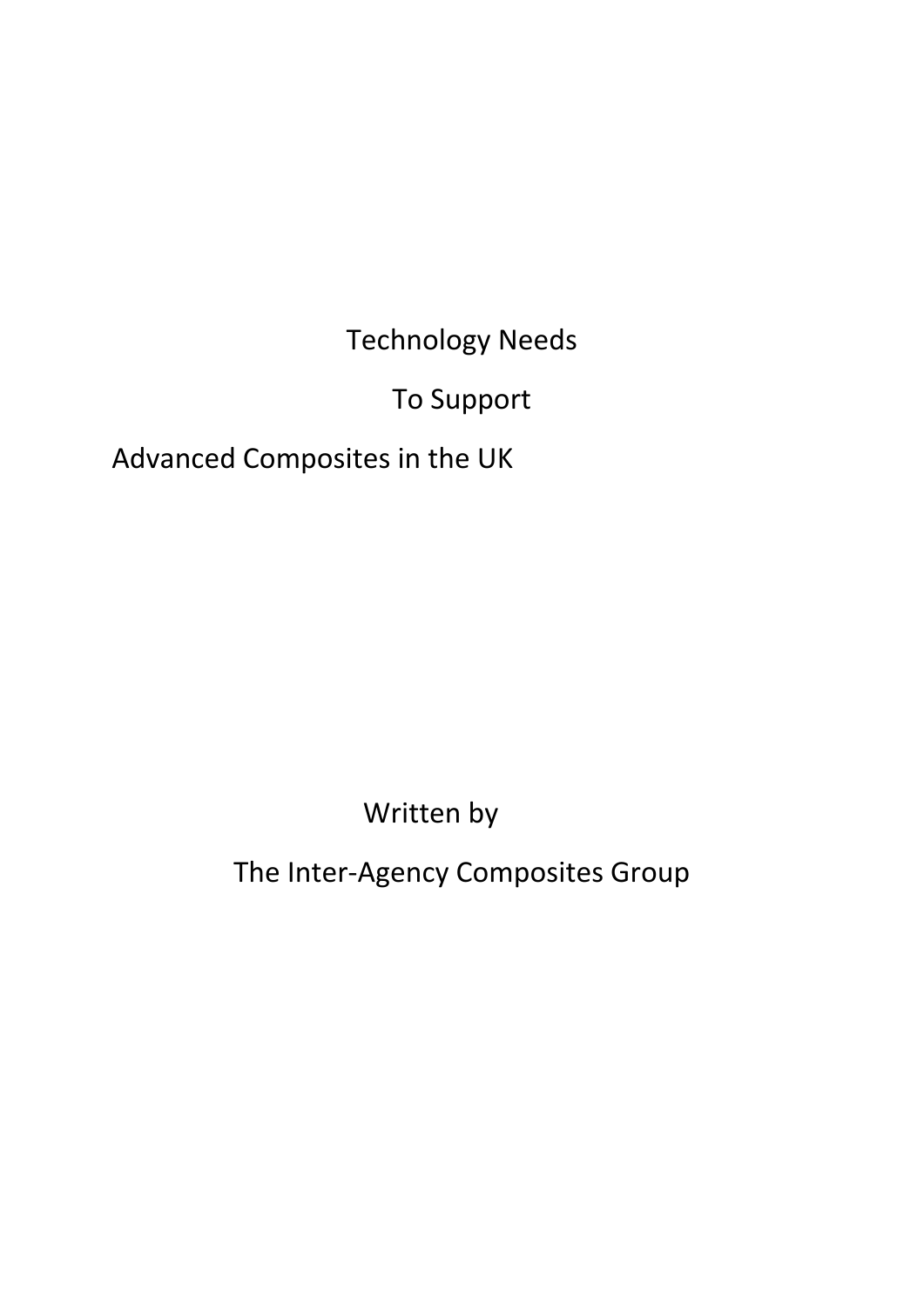# Technology Needs

# To Support

# Advanced Composites in the UK

Written by

The Inter-Agency Composites Group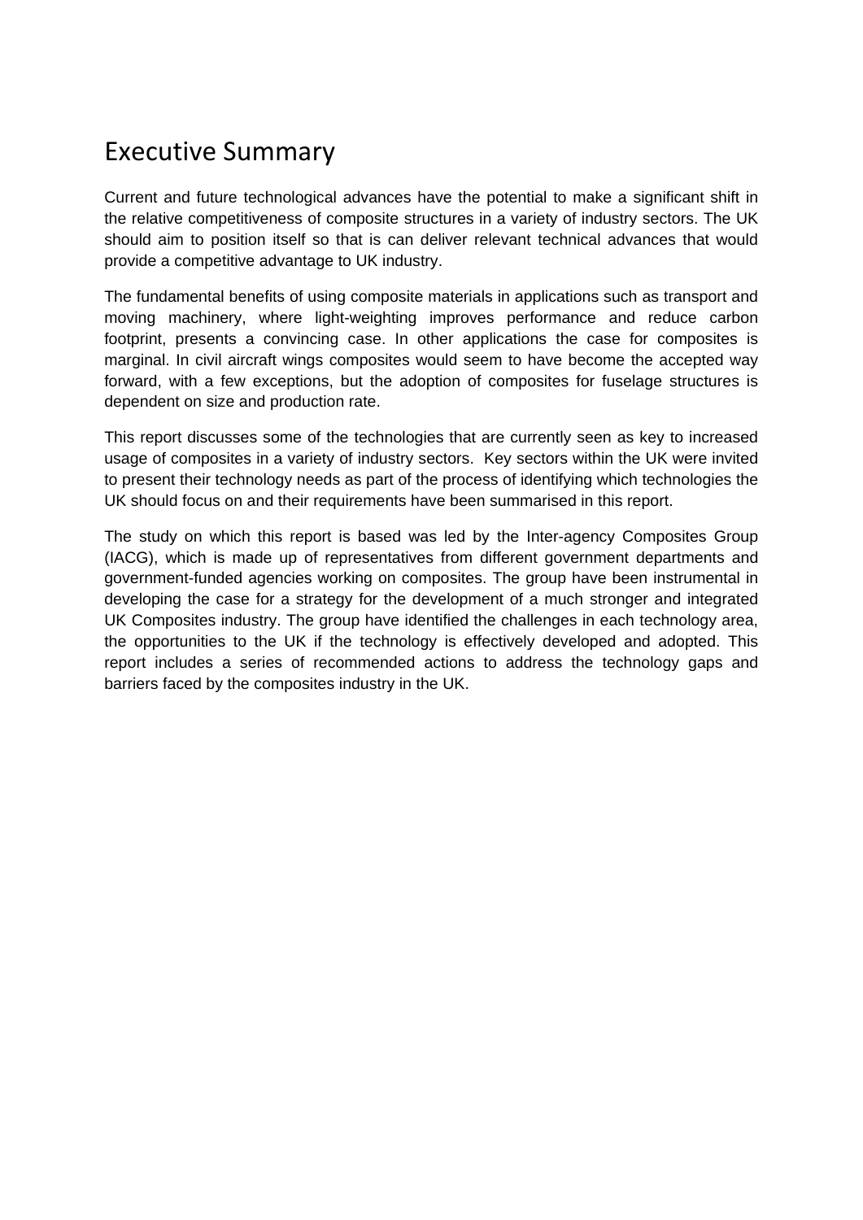# Executive Summary

Current and future technological advances have the potential to make a significant shift in the relative competitiveness of composite structures in a variety of industry sectors. The UK should aim to position itself so that is can deliver relevant technical advances that would provide a competitive advantage to UK industry.

The fundamental benefits of using composite materials in applications such as transport and moving machinery, where light-weighting improves performance and reduce carbon footprint, presents a convincing case. In other applications the case for composites is marginal. In civil aircraft wings composites would seem to have become the accepted way forward, with a few exceptions, but the adoption of composites for fuselage structures is dependent on size and production rate.

This report discusses some of the technologies that are currently seen as key to increased usage of composites in a variety of industry sectors. Key sectors within the UK were invited to present their technology needs as part of the process of identifying which technologies the UK should focus on and their requirements have been summarised in this report.

The study on which this report is based was led by the Inter-agency Composites Group (IACG), which is made up of representatives from different government departments and government-funded agencies working on composites. The group have been instrumental in developing the case for a strategy for the development of a much stronger and integrated UK Composites industry. The group have identified the challenges in each technology area, the opportunities to the UK if the technology is effectively developed and adopted. This report includes a series of recommended actions to address the technology gaps and barriers faced by the composites industry in the UK.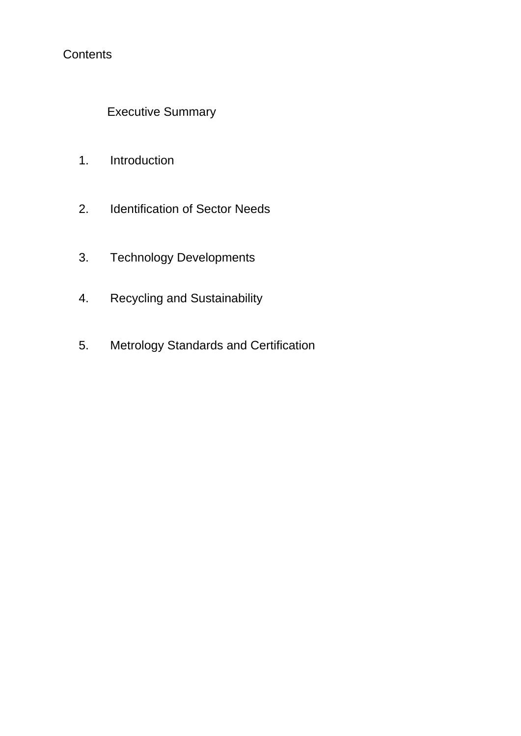Contents

Executive Summary

1. Introduction

2. Identification of Sector Needs

3. Technology Developments

4. Recycling and Sustainability

5. Metrology Standards and Certification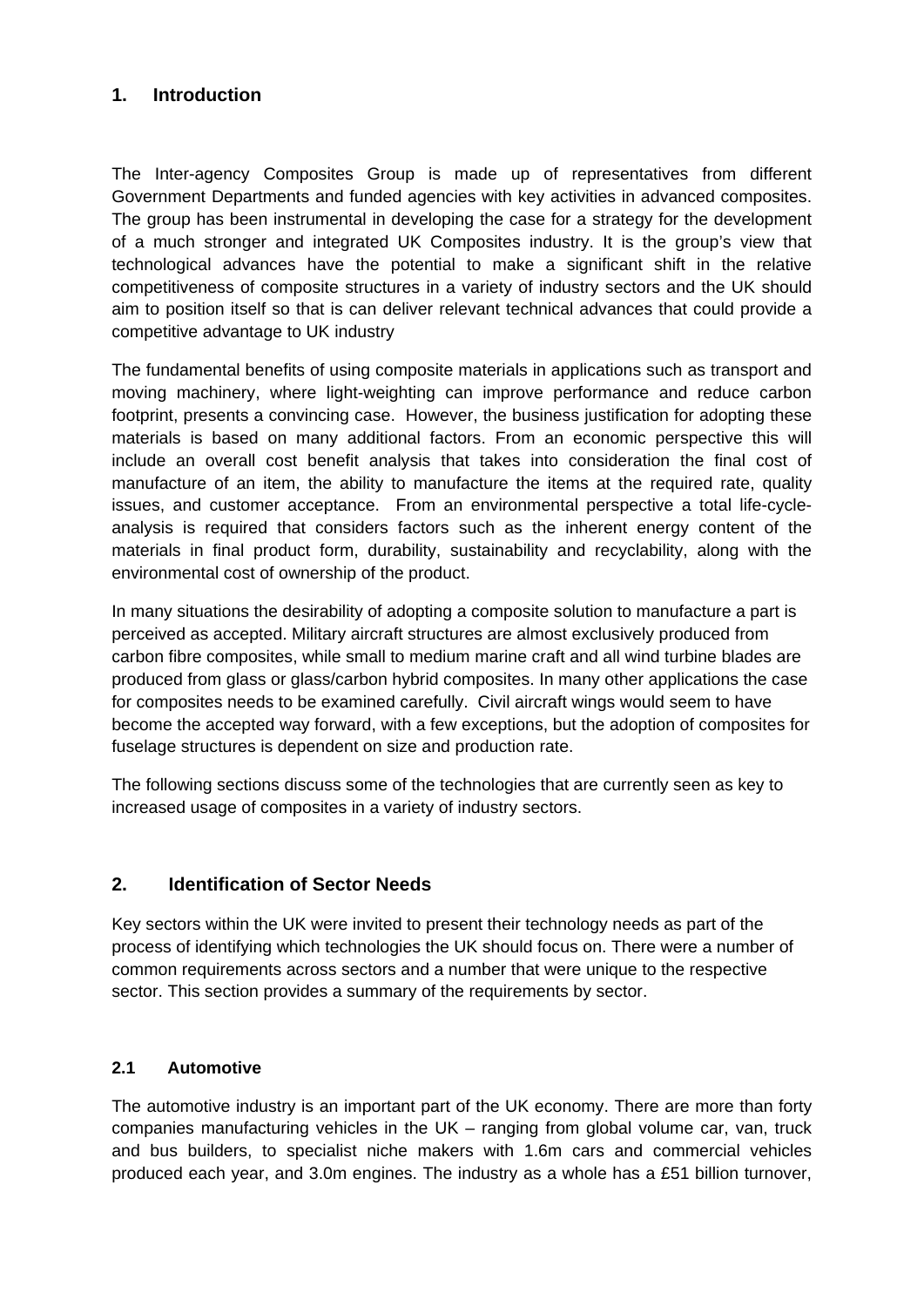## 1. Introduction

The Inter-agency Composites Group is made up of representatives from different Government Departments and funded agencies with key activities in advanced composites. The group has been instrumental in developing the case for a strategy for the development of a much stronger and integrated UK Composites industry. It is the group's view that technological advances have the potential to make a significant shift in the relative competitiveness of composite structures in a variety of industry sectors and the UK should aim to position itself so that is can deliver relevant technical advances that could provide a competitive advantage to UK industry

The fundamental benefits of using composite materials in applications such as transport and moving machinery, where light-weighting can improve performance and reduce carbon footprint, presents a convincing case. However, the business justification for adopting these materials is based on many additional factors. From an economic perspective this will include an overall cost benefit analysis that takes into consideration the final cost of manufacture of an item, the ability to manufacture the items at the required rate, quality issues, and customer acceptance. From an environmental perspective a total life-cycle-analysis is required that considers factors such as the inherent energy content of the materials in final product form, durability, sustainability and recyclability, along with the environmental cost of ownership of the product.

In many situations the desirability of adopting a composite solution to manufacture a part is perceived as accepted. Military aircraft structures are almost exclusively produced from carbon fibre composites, while small to medium marine craft and all wind turbine blades are produced from glass or glass/carbon hybrid composites. In many other applications the case for composites needs to be examined carefully. Civil aircraft wings would seem to have become the accepted way forward, with a few exceptions, but the adoption of composites for fuselage structures is dependent on size and production rate.

The following sections discuss some of the technologies that are currently seen as key to increased usage of composites in a variety of industry sectors.

## 2. Identification of Sector Needs

Key sectors within the UK were invited to present their technology needs as part of the process of identifying which technologies the UK should focus on. There were a number of common requirements across sectors and a number that were unique to the respective sector. This section provides a summary of the requirements by sector.

### 2.1 Automotive

The automotive industry is an important part of the UK economy. There are more than forty companies manufacturing vehicles in the UK – ranging from global volume car, van, truck and bus builders, to specialist niche makers with 1.6m cars and commercial vehicles produced each year, and 3.0m engines. The industry as a whole has a £51 billion turnover,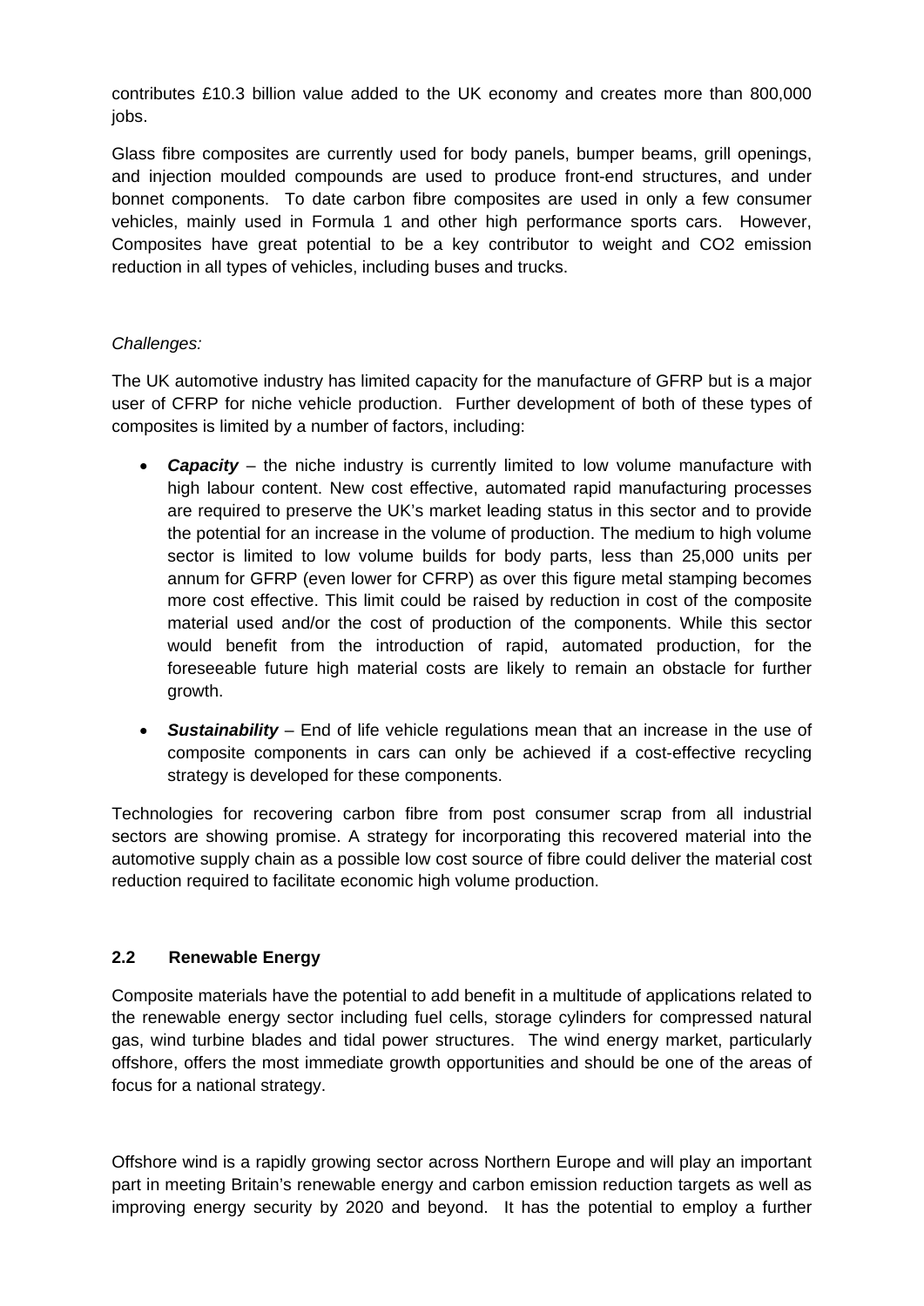contributes £10.3 billion value added to the UK economy and creates more than 800,000 jobs.

Glass fibre composites are currently used for body panels, bumper beams, grill openings, and injection moulded compounds are used to produce front-end structures, and under bonnet components. To date carbon fibre composites are used in only a few consumer vehicles, mainly used in Formula 1 and other high performance sports cars. However, Composites have great potential to be a key contributor to weight and CO2 emission reduction in all types of vehicles, including buses and trucks.

*Challenges:*

The UK automotive industry has limited capacity for the manufacture of GFRP but is a major user of CFRP for niche vehicle production. Further development of both of these types of composites is limited by a number of factors, including:

- ***Capacity*** – the niche industry is currently limited to low volume manufacture with high labour content. New cost effective, automated rapid manufacturing processes are required to preserve the UK's market leading status in this sector and to provide the potential for an increase in the volume of production. The medium to high volume sector is limited to low volume builds for body parts, less than 25,000 units per annum for GFRP (even lower for CFRP) as over this figure metal stamping becomes more cost effective. This limit could be raised by reduction in cost of the composite material used and/or the cost of production of the components. While this sector would benefit from the introduction of rapid, automated production, for the foreseeable future high material costs are likely to remain an obstacle for further growth.
- ***Sustainability*** – End of life vehicle regulations mean that an increase in the use of composite components in cars can only be achieved if a cost-effective recycling strategy is developed for these components.

Technologies for recovering carbon fibre from post consumer scrap from all industrial sectors are showing promise. A strategy for incorporating this recovered material into the automotive supply chain as a possible low cost source of fibre could deliver the material cost reduction required to facilitate economic high volume production.

### 2.2 Renewable Energy

Composite materials have the potential to add benefit in a multitude of applications related to the renewable energy sector including fuel cells, storage cylinders for compressed natural gas, wind turbine blades and tidal power structures. The wind energy market, particularly offshore, offers the most immediate growth opportunities and should be one of the areas of focus for a national strategy.

Offshore wind is a rapidly growing sector across Northern Europe and will play an important part in meeting Britain's renewable energy and carbon emission reduction targets as well as improving energy security by 2020 and beyond. It has the potential to employ a further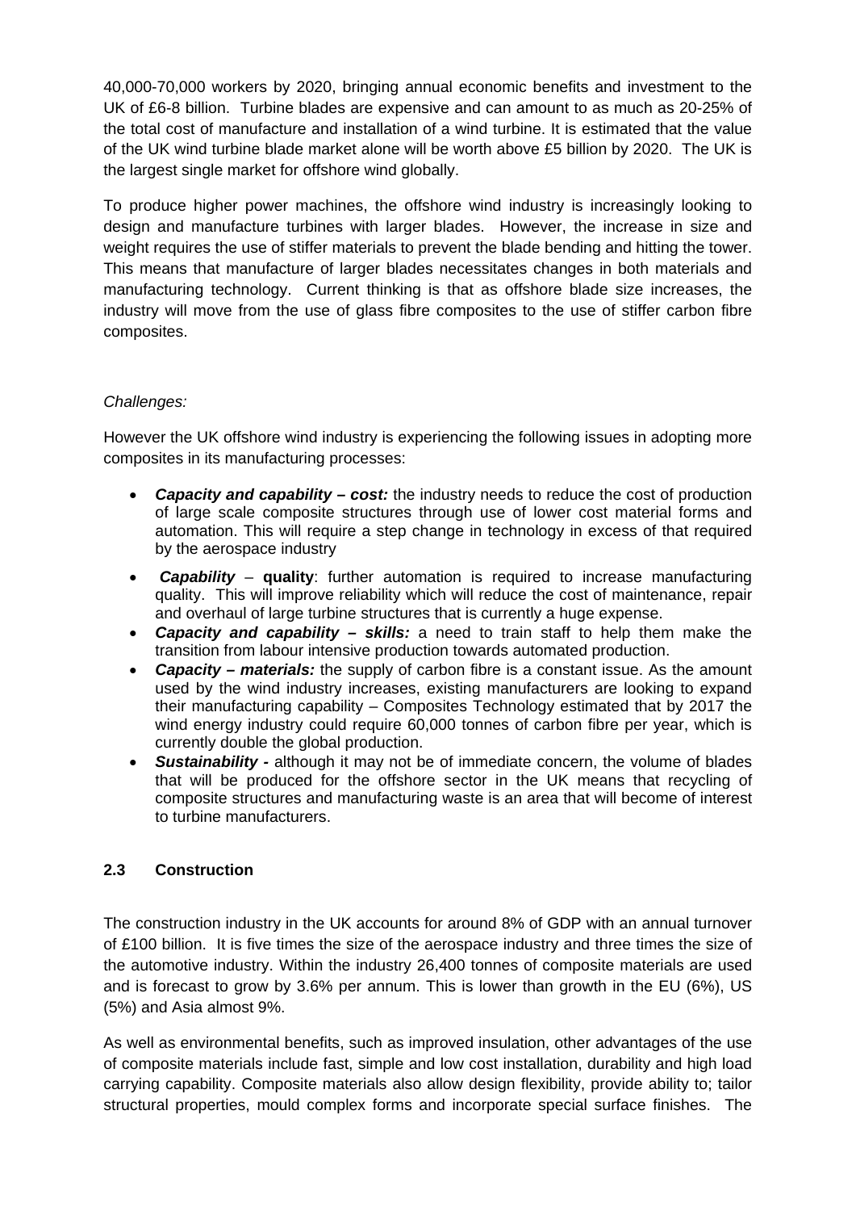40,000-70,000 workers by 2020, bringing annual economic benefits and investment to the UK of £6-8 billion. Turbine blades are expensive and can amount to as much as 20-25% of the total cost of manufacture and installation of a wind turbine. It is estimated that the value of the UK wind turbine blade market alone will be worth above £5 billion by 2020. The UK is the largest single market for offshore wind globally.

To produce higher power machines, the offshore wind industry is increasingly looking to design and manufacture turbines with larger blades. However, the increase in size and weight requires the use of stiffer materials to prevent the blade bending and hitting the tower. This means that manufacture of larger blades necessitates changes in both materials and manufacturing technology. Current thinking is that as offshore blade size increases, the industry will move from the use of glass fibre composites to the use of stiffer carbon fibre composites.

*Challenges:*

However the UK offshore wind industry is experiencing the following issues in adopting more composites in its manufacturing processes:

- ***Capacity and capability – cost:*** the industry needs to reduce the cost of production of large scale composite structures through use of lower cost material forms and automation. This will require a step change in technology in excess of that required by the aerospace industry
- ***Capability*** – **quality**: further automation is required to increase manufacturing quality. This will improve reliability which will reduce the cost of maintenance, repair and overhaul of large turbine structures that is currently a huge expense.
- ***Capacity and capability – skills:*** a need to train staff to help them make the transition from labour intensive production towards automated production.
- ***Capacity – materials:*** the supply of carbon fibre is a constant issue. As the amount used by the wind industry increases, existing manufacturers are looking to expand their manufacturing capability – Composites Technology estimated that by 2017 the wind energy industry could require 60,000 tonnes of carbon fibre per year, which is currently double the global production.
- ***Sustainability -*** although it may not be of immediate concern, the volume of blades that will be produced for the offshore sector in the UK means that recycling of composite structures and manufacturing waste is an area that will become of interest to turbine manufacturers.

## 2.3 Construction

The construction industry in the UK accounts for around 8% of GDP with an annual turnover of £100 billion. It is five times the size of the aerospace industry and three times the size of the automotive industry. Within the industry 26,400 tonnes of composite materials are used and is forecast to grow by 3.6% per annum. This is lower than growth in the EU (6%), US (5%) and Asia almost 9%.

As well as environmental benefits, such as improved insulation, other advantages of the use of composite materials include fast, simple and low cost installation, durability and high load carrying capability. Composite materials also allow design flexibility, provide ability to; tailor structural properties, mould complex forms and incorporate special surface finishes. The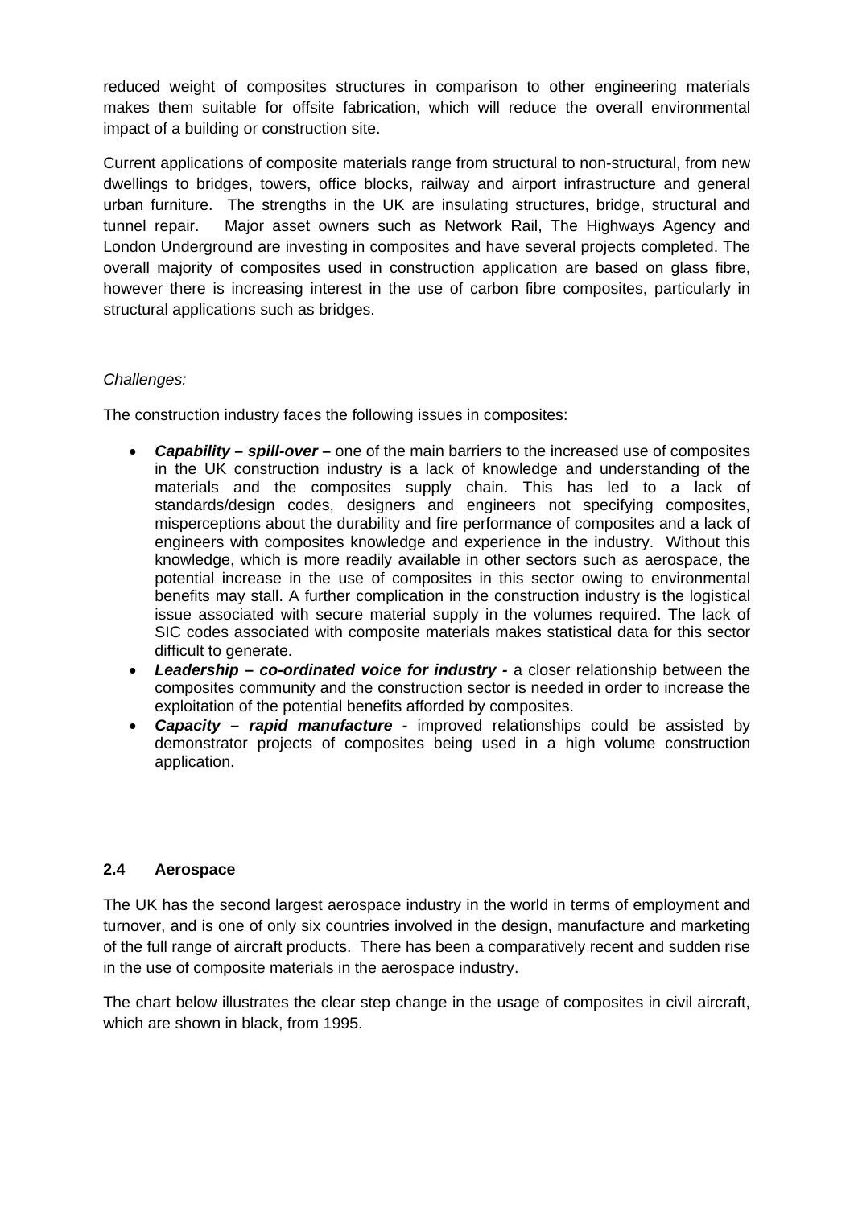reduced weight of composites structures in comparison to other engineering materials makes them suitable for offsite fabrication, which will reduce the overall environmental impact of a building or construction site.

Current applications of composite materials range from structural to non-structural, from new dwellings to bridges, towers, office blocks, railway and airport infrastructure and general urban furniture. The strengths in the UK are insulating structures, bridge, structural and tunnel repair. Major asset owners such as Network Rail, The Highways Agency and London Underground are investing in composites and have several projects completed. The overall majority of composites used in construction application are based on glass fibre, however there is increasing interest in the use of carbon fibre composites, particularly in structural applications such as bridges.

*Challenges:*

The construction industry faces the following issues in composites:

- ***Capability – spill-over –*** one of the main barriers to the increased use of composites in the UK construction industry is a lack of knowledge and understanding of the materials and the composites supply chain. This has led to a lack of standards/design codes, designers and engineers not specifying composites, misperceptions about the durability and fire performance of composites and a lack of engineers with composites knowledge and experience in the industry. Without this knowledge, which is more readily available in other sectors such as aerospace, the potential increase in the use of composites in this sector owing to environmental benefits may stall. A further complication in the construction industry is the logistical issue associated with secure material supply in the volumes required. The lack of SIC codes associated with composite materials makes statistical data for this sector difficult to generate.
- ***Leadership – co-ordinated voice for industry -*** a closer relationship between the composites community and the construction sector is needed in order to increase the exploitation of the potential benefits afforded by composites.
- ***Capacity – rapid manufacture -*** improved relationships could be assisted by demonstrator projects of composites being used in a high volume construction application.

## 2.4 Aerospace

The UK has the second largest aerospace industry in the world in terms of employment and turnover, and is one of only six countries involved in the design, manufacture and marketing of the full range of aircraft products. There has been a comparatively recent and sudden rise in the use of composite materials in the aerospace industry.

The chart below illustrates the clear step change in the usage of composites in civil aircraft, which are shown in black, from 1995.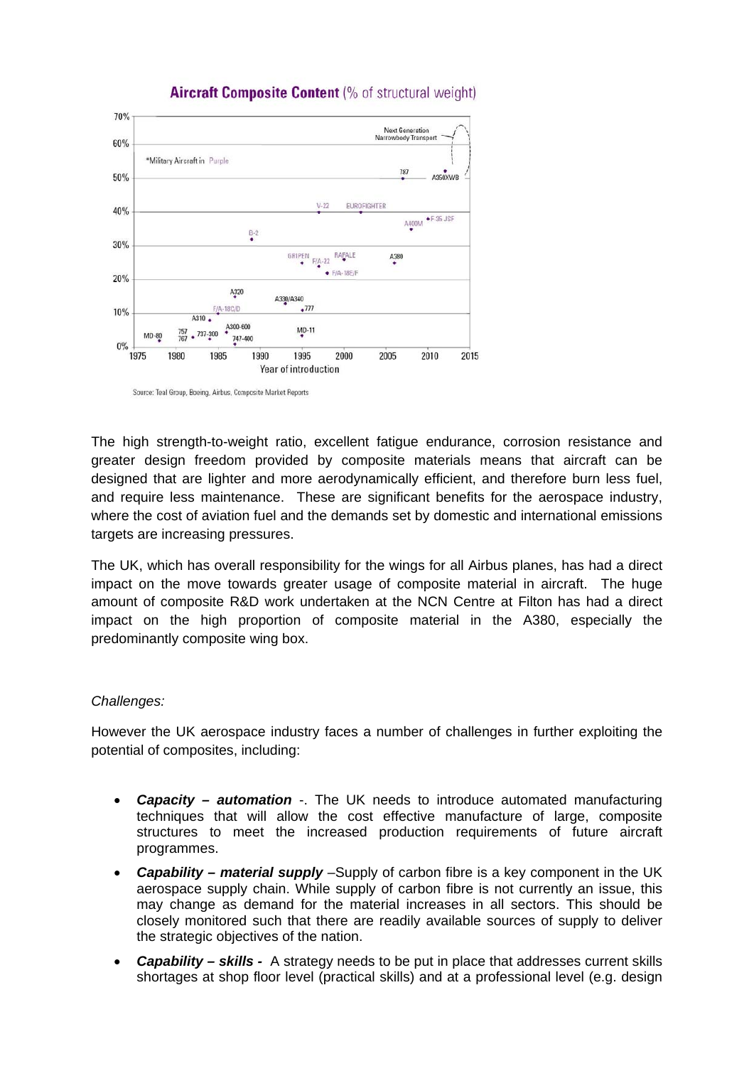**Aircraft Composite Content** (% of structural weight)

Source: Teal Group, Boeing, Airbus, Composite Market Reports

The high strength-to-weight ratio, excellent fatigue endurance, corrosion resistance and greater design freedom provided by composite materials means that aircraft can be designed that are lighter and more aerodynamically efficient, and therefore burn less fuel, and require less maintenance. These are significant benefits for the aerospace industry, where the cost of aviation fuel and the demands set by domestic and international emissions targets are increasing pressures.

The UK, which has overall responsibility for the wings for all Airbus planes, has had a direct impact on the move towards greater usage of composite material in aircraft. The huge amount of composite R&D work undertaken at the NCN Centre at Filton has had a direct impact on the high proportion of composite material in the A380, especially the predominantly composite wing box.

*Challenges:*

However the UK aerospace industry faces a number of challenges in further exploiting the potential of composites, including:

- ***Capacity – automation*** -. The UK needs to introduce automated manufacturing techniques that will allow the cost effective manufacture of large, composite structures to meet the increased production requirements of future aircraft programmes.
- ***Capability – material supply*** –Supply of carbon fibre is a key component in the UK aerospace supply chain. While supply of carbon fibre is not currently an issue, this may change as demand for the material increases in all sectors. This should be closely monitored such that there are readily available sources of supply to deliver the strategic objectives of the nation.
- ***Capability – skills -*** A strategy needs to be put in place that addresses current skills shortages at shop floor level (practical skills) and at a professional level (e.g. design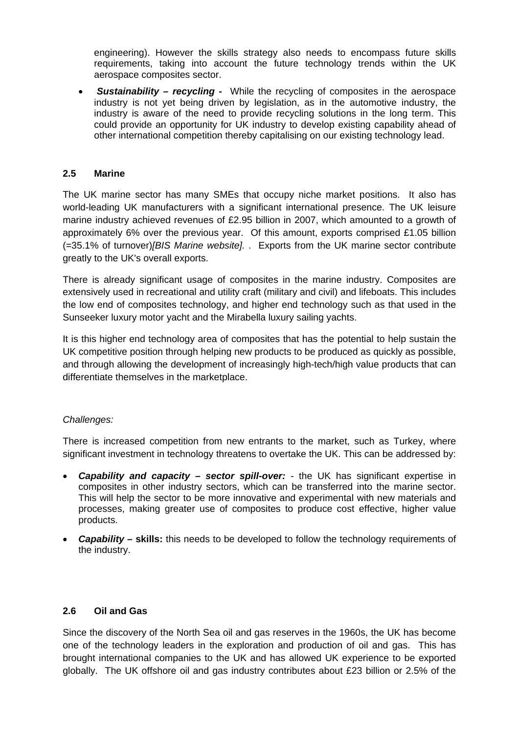engineering). However the skills strategy also needs to encompass future skills requirements, taking into account the future technology trends within the UK aerospace composites sector.

- ***Sustainability – recycling -*** While the recycling of composites in the aerospace industry is not yet being driven by legislation, as in the automotive industry, the industry is aware of the need to provide recycling solutions in the long term. This could provide an opportunity for UK industry to develop existing capability ahead of other international competition thereby capitalising on our existing technology lead.

## 2.5 Marine

The UK marine sector has many SMEs that occupy niche market positions. It also has world-leading UK manufacturers with a significant international presence. The UK leisure marine industry achieved revenues of £2.95 billion in 2007, which amounted to a growth of approximately 6% over the previous year. Of this amount, exports comprised £1.05 billion (=35.1% of turnover)*[BIS Marine website]*. . Exports from the UK marine sector contribute greatly to the UK's overall exports.

There is already significant usage of composites in the marine industry. Composites are extensively used in recreational and utility craft (military and civil) and lifeboats. This includes the low end of composites technology, and higher end technology such as that used in the Sunseeker luxury motor yacht and the Mirabella luxury sailing yachts.

It is this higher end technology area of composites that has the potential to help sustain the UK competitive position through helping new products to be produced as quickly as possible, and through allowing the development of increasingly high-tech/high value products that can differentiate themselves in the marketplace.

*Challenges:*

There is increased competition from new entrants to the market, such as Turkey, where significant investment in technology threatens to overtake the UK. This can be addressed by:

- ***Capability and capacity – sector spill-over:*** - the UK has significant expertise in composites in other industry sectors, which can be transferred into the marine sector. This will help the sector to be more innovative and experimental with new materials and processes, making greater use of composites to produce cost effective, higher value products.
- ***Capability* – skills:** this needs to be developed to follow the technology requirements of the industry.

## 2.6 Oil and Gas

Since the discovery of the North Sea oil and gas reserves in the 1960s, the UK has become one of the technology leaders in the exploration and production of oil and gas. This has brought international companies to the UK and has allowed UK experience to be exported globally. The UK offshore oil and gas industry contributes about £23 billion or 2.5% of the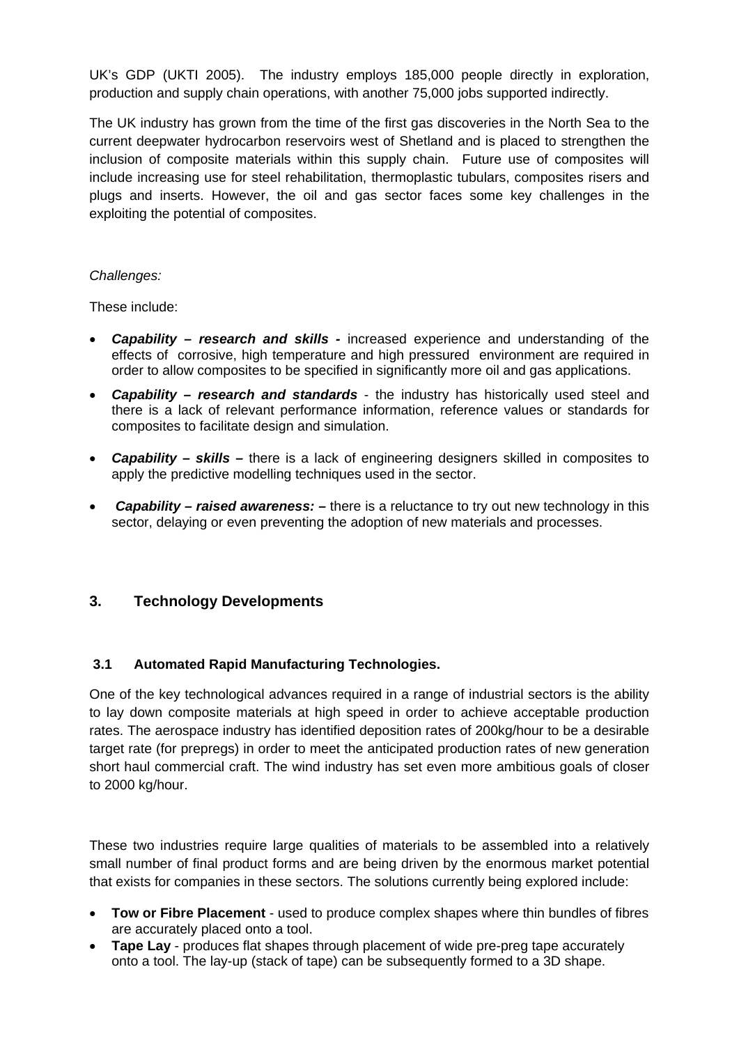UK's GDP (UKTI 2005). The industry employs 185,000 people directly in exploration, production and supply chain operations, with another 75,000 jobs supported indirectly.

The UK industry has grown from the time of the first gas discoveries in the North Sea to the current deepwater hydrocarbon reservoirs west of Shetland and is placed to strengthen the inclusion of composite materials within this supply chain. Future use of composites will include increasing use for steel rehabilitation, thermoplastic tubulars, composites risers and plugs and inserts. However, the oil and gas sector faces some key challenges in the exploiting the potential of composites.

*Challenges:*

These include:

- ***Capability – research and skills -*** increased experience and understanding of the effects of corrosive, high temperature and high pressured environment are required in order to allow composites to be specified in significantly more oil and gas applications.
- ***Capability – research and standards*** - the industry has historically used steel and there is a lack of relevant performance information, reference values or standards for composites to facilitate design and simulation.
- ***Capability – skills –*** there is a lack of engineering designers skilled in composites to apply the predictive modelling techniques used in the sector.
- ***Capability – raised awareness: –*** there is a reluctance to try out new technology in this sector, delaying or even preventing the adoption of new materials and processes.

## 3. Technology Developments

### 3.1 Automated Rapid Manufacturing Technologies.

One of the key technological advances required in a range of industrial sectors is the ability to lay down composite materials at high speed in order to achieve acceptable production rates. The aerospace industry has identified deposition rates of 200kg/hour to be a desirable target rate (for prepregs) in order to meet the anticipated production rates of new generation short haul commercial craft. The wind industry has set even more ambitious goals of closer to 2000 kg/hour.

These two industries require large qualities of materials to be assembled into a relatively small number of final product forms and are being driven by the enormous market potential that exists for companies in these sectors. The solutions currently being explored include:

- **Tow or Fibre Placement** - used to produce complex shapes where thin bundles of fibres are accurately placed onto a tool.
- **Tape Lay** - produces flat shapes through placement of wide pre-preg tape accurately onto a tool. The lay-up (stack of tape) can be subsequently formed to a 3D shape.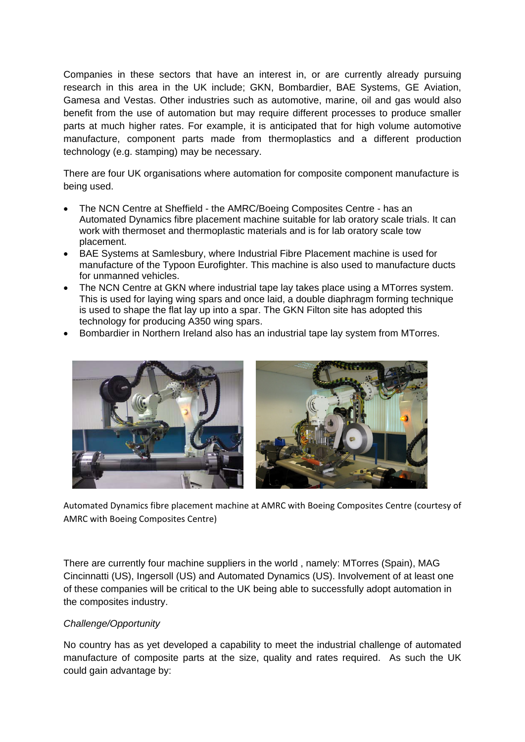Companies in these sectors that have an interest in, or are currently already pursuing research in this area in the UK include; GKN, Bombardier, BAE Systems, GE Aviation, Gamesa and Vestas. Other industries such as automotive, marine, oil and gas would also benefit from the use of automation but may require different processes to produce smaller parts at much higher rates. For example, it is anticipated that for high volume automotive manufacture, component parts made from thermoplastics and a different production technology (e.g. stamping) may be necessary.

There are four UK organisations where automation for composite component manufacture is being used.

- The NCN Centre at Sheffield - the AMRC/Boeing Composites Centre - has an Automated Dynamics fibre placement machine suitable for lab oratory scale trials. It can work with thermoset and thermoplastic materials and is for lab oratory scale tow placement.
- BAE Systems at Samlesbury, where Industrial Fibre Placement machine is used for manufacture of the Typoon Eurofighter. This machine is also used to manufacture ducts for unmanned vehicles.
- The NCN Centre at GKN where industrial tape lay takes place using a MTorres system. This is used for laying wing spars and once laid, a double diaphragm forming technique is used to shape the flat lay up into a spar. The GKN Filton site has adopted this technology for producing A350 wing spars.
- Bombardier in Northern Ireland also has an industrial tape lay system from MTorres.

Automated Dynamics fibre placement machine at AMRC with Boeing Composites Centre (courtesy of AMRC with Boeing Composites Centre)

There are currently four machine suppliers in the world , namely: MTorres (Spain), MAG Cincinnatti (US), Ingersoll (US) and Automated Dynamics (US). Involvement of at least one of these companies will be critical to the UK being able to successfully adopt automation in the composites industry.

*Challenge/Opportunity*

No country has as yet developed a capability to meet the industrial challenge of automated manufacture of composite parts at the size, quality and rates required. As such the UK could gain advantage by: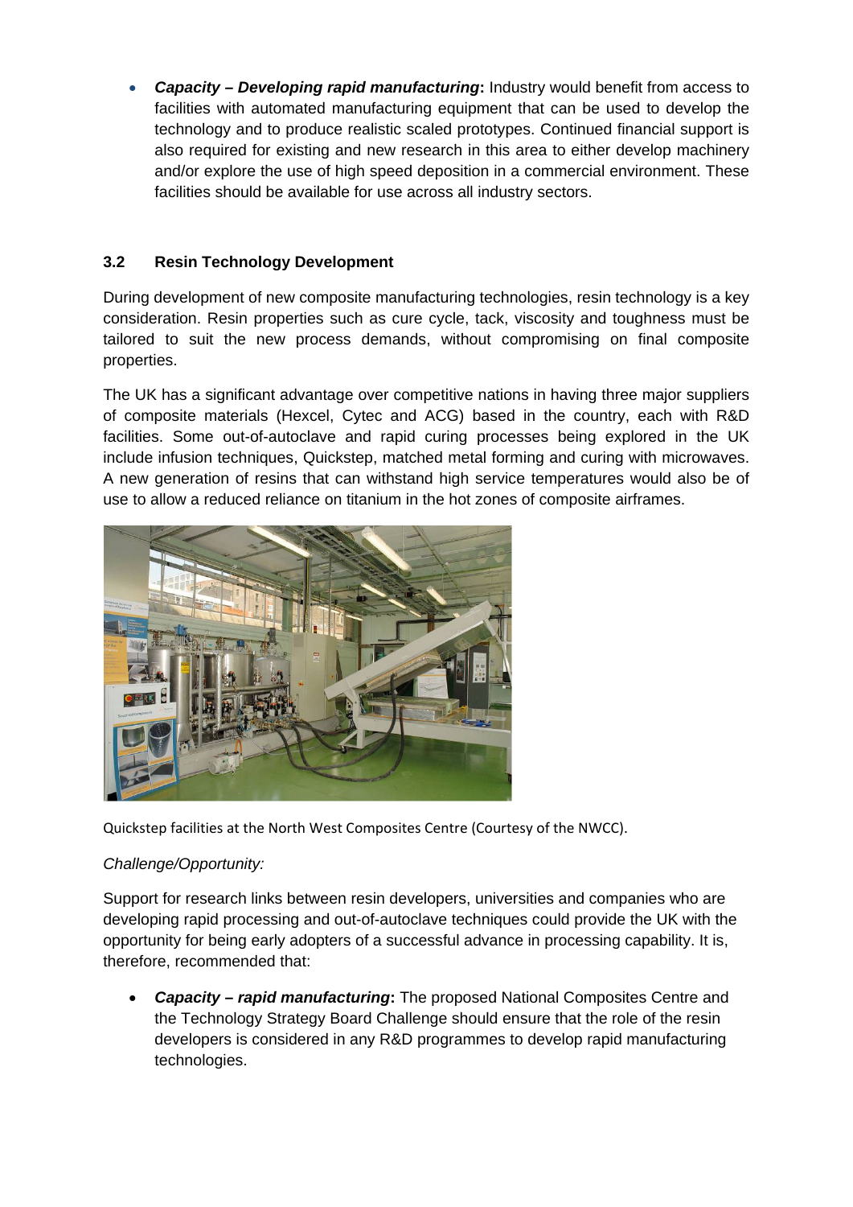- ***Capacity – Developing rapid manufacturing*:** Industry would benefit from access to facilities with automated manufacturing equipment that can be used to develop the technology and to produce realistic scaled prototypes. Continued financial support is also required for existing and new research in this area to either develop machinery and/or explore the use of high speed deposition in a commercial environment. These facilities should be available for use across all industry sectors.

### 3.2 Resin Technology Development

During development of new composite manufacturing technologies, resin technology is a key consideration. Resin properties such as cure cycle, tack, viscosity and toughness must be tailored to suit the new process demands, without compromising on final composite properties.

The UK has a significant advantage over competitive nations in having three major suppliers of composite materials (Hexcel, Cytec and ACG) based in the country, each with R&D facilities. Some out-of-autoclave and rapid curing processes being explored in the UK include infusion techniques, Quickstep, matched metal forming and curing with microwaves. A new generation of resins that can withstand high service temperatures would also be of use to allow a reduced reliance on titanium in the hot zones of composite airframes.

Quickstep facilities at the North West Composites Centre (Courtesy of the NWCC).

*Challenge/Opportunity:*

Support for research links between resin developers, universities and companies who are developing rapid processing and out-of-autoclave techniques could provide the UK with the opportunity for being early adopters of a successful advance in processing capability. It is, therefore, recommended that:

- ***Capacity – rapid manufacturing*:** The proposed National Composites Centre and the Technology Strategy Board Challenge should ensure that the role of the resin developers is considered in any R&D programmes to develop rapid manufacturing technologies.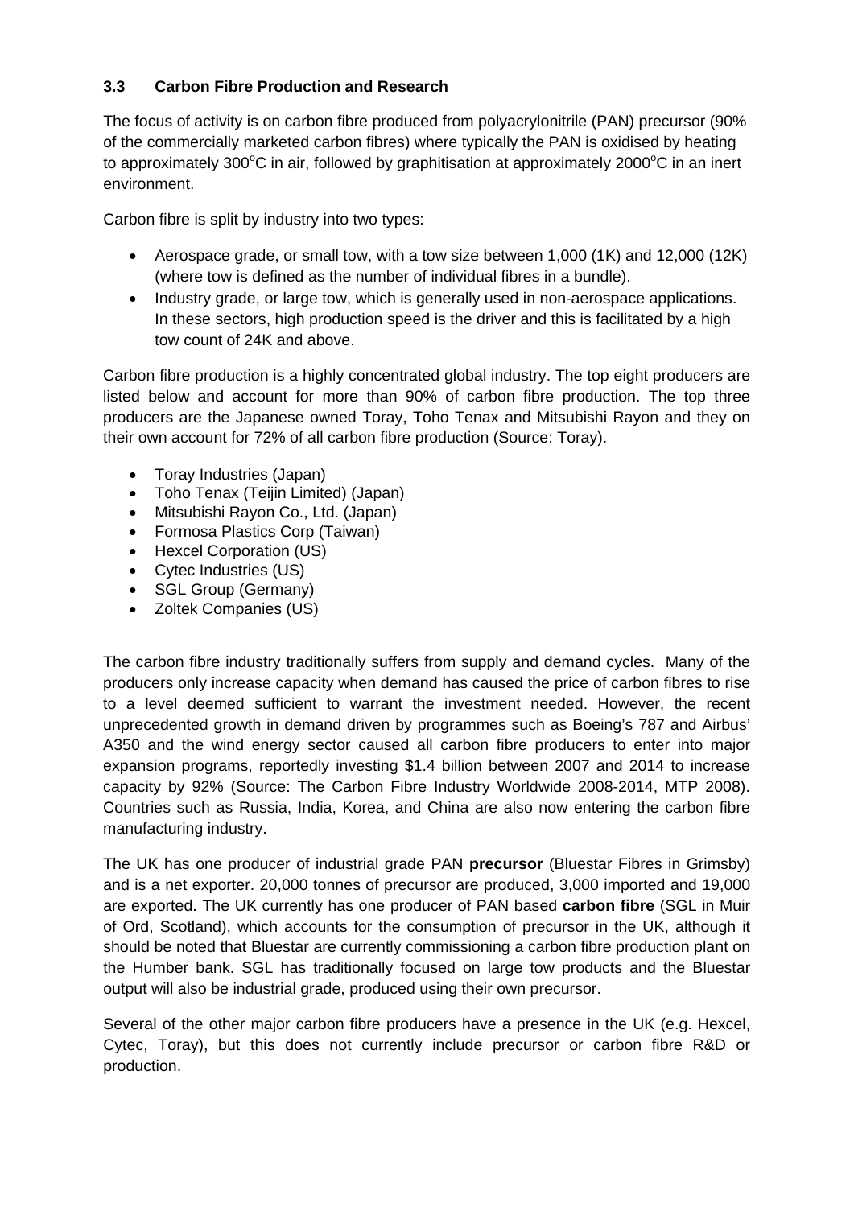### 3.3 Carbon Fibre Production and Research

The focus of activity is on carbon fibre produced from polyacrylonitrile (PAN) precursor (90% of the commercially marketed carbon fibres) where typically the PAN is oxidised by heating to approximately 300°C in air, followed by graphitisation at approximately 2000°C in an inert environment.

Carbon fibre is split by industry into two types:

- Aerospace grade, or small tow, with a tow size between 1,000 (1K) and 12,000 (12K) (where tow is defined as the number of individual fibres in a bundle).
- Industry grade, or large tow, which is generally used in non-aerospace applications. In these sectors, high production speed is the driver and this is facilitated by a high tow count of 24K and above.

Carbon fibre production is a highly concentrated global industry. The top eight producers are listed below and account for more than 90% of carbon fibre production. The top three producers are the Japanese owned Toray, Toho Tenax and Mitsubishi Rayon and they on their own account for 72% of all carbon fibre production (Source: Toray).

- Toray Industries (Japan)
- Toho Tenax (Teijin Limited) (Japan)
- Mitsubishi Rayon Co., Ltd. (Japan)
- Formosa Plastics Corp (Taiwan)
- Hexcel Corporation (US)
- Cytec Industries (US)
- SGL Group (Germany)
- Zoltek Companies (US)

The carbon fibre industry traditionally suffers from supply and demand cycles. Many of the producers only increase capacity when demand has caused the price of carbon fibres to rise to a level deemed sufficient to warrant the investment needed. However, the recent unprecedented growth in demand driven by programmes such as Boeing's 787 and Airbus' A350 and the wind energy sector caused all carbon fibre producers to enter into major expansion programs, reportedly investing $1.4 billion between 2007 and 2014 to increase capacity by 92% (Source: The Carbon Fibre Industry Worldwide 2008-2014, MTP 2008). Countries such as Russia, India, Korea, and China are also now entering the carbon fibre manufacturing industry.

The UK has one producer of industrial grade PAN **precursor** (Bluestar Fibres in Grimsby) and is a net exporter. 20,000 tonnes of precursor are produced, 3,000 imported and 19,000 are exported. The UK currently has one producer of PAN based **carbon fibre** (SGL in Muir of Ord, Scotland), which accounts for the consumption of precursor in the UK, although it should be noted that Bluestar are currently commissioning a carbon fibre production plant on the Humber bank. SGL has traditionally focused on large tow products and the Bluestar output will also be industrial grade, produced using their own precursor.

Several of the other major carbon fibre producers have a presence in the UK (e.g. Hexcel, Cytec, Toray), but this does not currently include precursor or carbon fibre R&D or production.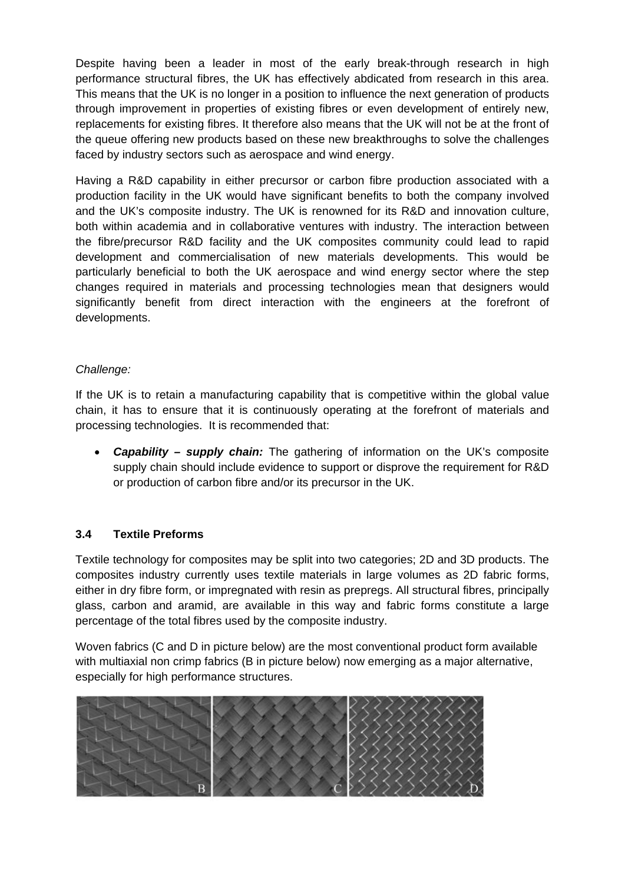Despite having been a leader in most of the early break-through research in high performance structural fibres, the UK has effectively abdicated from research in this area. This means that the UK is no longer in a position to influence the next generation of products through improvement in properties of existing fibres or even development of entirely new, replacements for existing fibres. It therefore also means that the UK will not be at the front of the queue offering new products based on these new breakthroughs to solve the challenges faced by industry sectors such as aerospace and wind energy.

Having a R&D capability in either precursor or carbon fibre production associated with a production facility in the UK would have significant benefits to both the company involved and the UK's composite industry. The UK is renowned for its R&D and innovation culture, both within academia and in collaborative ventures with industry. The interaction between the fibre/precursor R&D facility and the UK composites community could lead to rapid development and commercialisation of new materials developments. This would be particularly beneficial to both the UK aerospace and wind energy sector where the step changes required in materials and processing technologies mean that designers would significantly benefit from direct interaction with the engineers at the forefront of developments.

*Challenge:*

If the UK is to retain a manufacturing capability that is competitive within the global value chain, it has to ensure that it is continuously operating at the forefront of materials and processing technologies. It is recommended that:

- ***Capability – supply chain:*** The gathering of information on the UK's composite supply chain should include evidence to support or disprove the requirement for R&D or production of carbon fibre and/or its precursor in the UK.

### 3.4 Textile Preforms

Textile technology for composites may be split into two categories; 2D and 3D products. The composites industry currently uses textile materials in large volumes as 2D fabric forms, either in dry fibre form, or impregnated with resin as prepregs. All structural fibres, principally glass, carbon and aramid, are available in this way and fabric forms constitute a large percentage of the total fibres used by the composite industry.

Woven fabrics (C and D in picture below) are the most conventional product form available with multiaxial non crimp fabrics (B in picture below) now emerging as a major alternative, especially for high performance structures.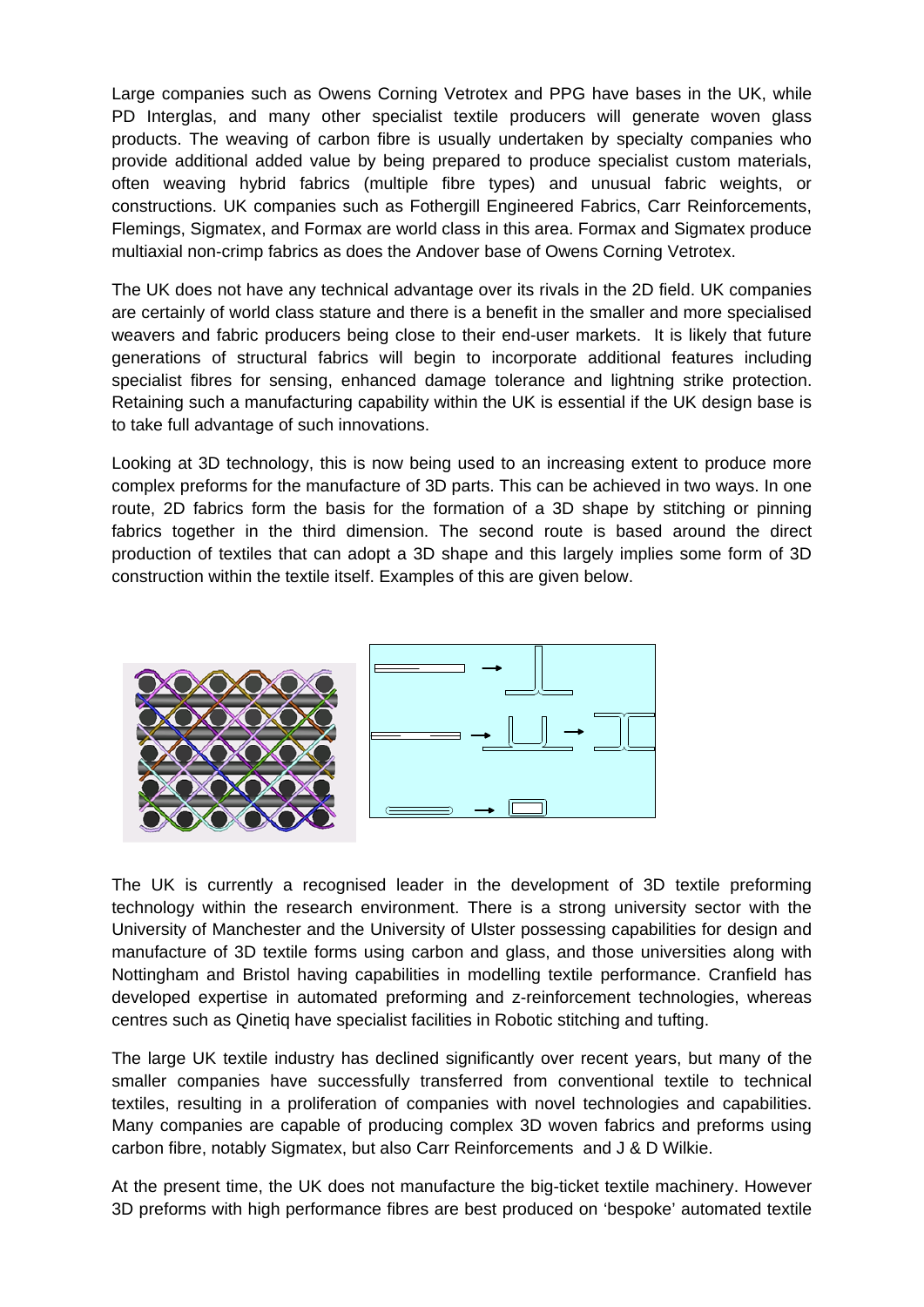Large companies such as Owens Corning Vetrotex and PPG have bases in the UK, while PD Interglas, and many other specialist textile producers will generate woven glass products. The weaving of carbon fibre is usually undertaken by specialty companies who provide additional added value by being prepared to produce specialist custom materials, often weaving hybrid fabrics (multiple fibre types) and unusual fabric weights, or constructions. UK companies such as Fothergill Engineered Fabrics, Carr Reinforcements, Flemings, Sigmatex, and Formax are world class in this area. Formax and Sigmatex produce multiaxial non-crimp fabrics as does the Andover base of Owens Corning Vetrotex.

The UK does not have any technical advantage over its rivals in the 2D field. UK companies are certainly of world class stature and there is a benefit in the smaller and more specialised weavers and fabric producers being close to their end-user markets. It is likely that future generations of structural fabrics will begin to incorporate additional features including specialist fibres for sensing, enhanced damage tolerance and lightning strike protection. Retaining such a manufacturing capability within the UK is essential if the UK design base is to take full advantage of such innovations.

Looking at 3D technology, this is now being used to an increasing extent to produce more complex preforms for the manufacture of 3D parts. This can be achieved in two ways. In one route, 2D fabrics form the basis for the formation of a 3D shape by stitching or pinning fabrics together in the third dimension. The second route is based around the direct production of textiles that can adopt a 3D shape and this largely implies some form of 3D construction within the textile itself. Examples of this are given below.

The UK is currently a recognised leader in the development of 3D textile preforming technology within the research environment. There is a strong university sector with the University of Manchester and the University of Ulster possessing capabilities for design and manufacture of 3D textile forms using carbon and glass, and those universities along with Nottingham and Bristol having capabilities in modelling textile performance. Cranfield has developed expertise in automated preforming and z-reinforcement technologies, whereas centres such as Qinetiq have specialist facilities in Robotic stitching and tufting.

The large UK textile industry has declined significantly over recent years, but many of the smaller companies have successfully transferred from conventional textile to technical textiles, resulting in a proliferation of companies with novel technologies and capabilities. Many companies are capable of producing complex 3D woven fabrics and preforms using carbon fibre, notably Sigmatex, but also Carr Reinforcements and J & D Wilkie.

At the present time, the UK does not manufacture the big-ticket textile machinery. However 3D preforms with high performance fibres are best produced on 'bespoke' automated textile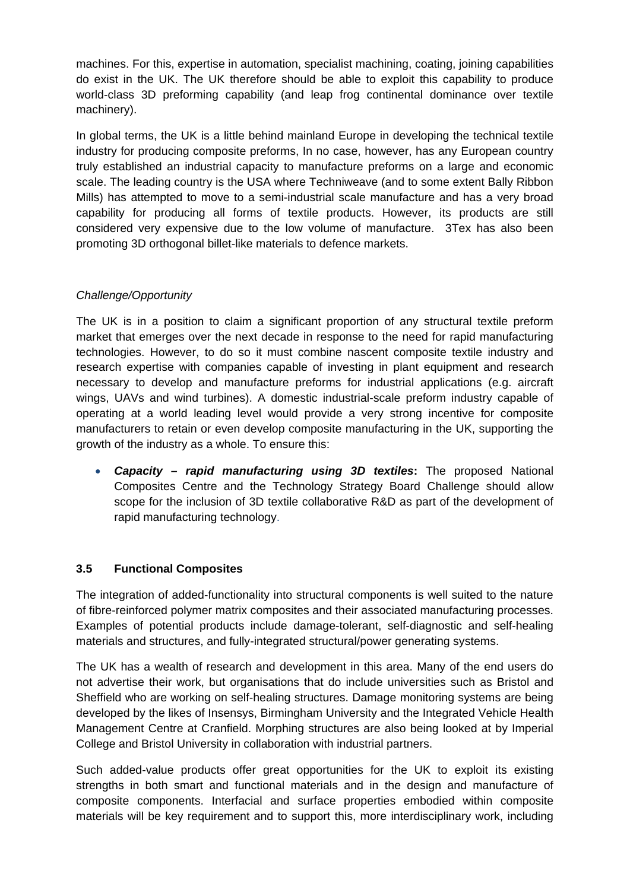machines. For this, expertise in automation, specialist machining, coating, joining capabilities do exist in the UK. The UK therefore should be able to exploit this capability to produce world-class 3D preforming capability (and leap frog continental dominance over textile machinery).

In global terms, the UK is a little behind mainland Europe in developing the technical textile industry for producing composite preforms, In no case, however, has any European country truly established an industrial capacity to manufacture preforms on a large and economic scale. The leading country is the USA where Techniweave (and to some extent Bally Ribbon Mills) has attempted to move to a semi-industrial scale manufacture and has a very broad capability for producing all forms of textile products. However, its products are still considered very expensive due to the low volume of manufacture. 3Tex has also been promoting 3D orthogonal billet-like materials to defence markets.

*Challenge/Opportunity*

The UK is in a position to claim a significant proportion of any structural textile preform market that emerges over the next decade in response to the need for rapid manufacturing technologies. However, to do so it must combine nascent composite textile industry and research expertise with companies capable of investing in plant equipment and research necessary to develop and manufacture preforms for industrial applications (e.g. aircraft wings, UAVs and wind turbines). A domestic industrial-scale preform industry capable of operating at a world leading level would provide a very strong incentive for composite manufacturers to retain or even develop composite manufacturing in the UK, supporting the growth of the industry as a whole. To ensure this:

- ***Capacity – rapid manufacturing using 3D textiles*:** The proposed National Composites Centre and the Technology Strategy Board Challenge should allow scope for the inclusion of 3D textile collaborative R&D as part of the development of rapid manufacturing technology.

### 3.5 Functional Composites

The integration of added-functionality into structural components is well suited to the nature of fibre-reinforced polymer matrix composites and their associated manufacturing processes. Examples of potential products include damage-tolerant, self-diagnostic and self-healing materials and structures, and fully-integrated structural/power generating systems.

The UK has a wealth of research and development in this area. Many of the end users do not advertise their work, but organisations that do include universities such as Bristol and Sheffield who are working on self-healing structures. Damage monitoring systems are being developed by the likes of Insensys, Birmingham University and the Integrated Vehicle Health Management Centre at Cranfield. Morphing structures are also being looked at by Imperial College and Bristol University in collaboration with industrial partners.

Such added-value products offer great opportunities for the UK to exploit its existing strengths in both smart and functional materials and in the design and manufacture of composite components. Interfacial and surface properties embodied within composite materials will be key requirement and to support this, more interdisciplinary work, including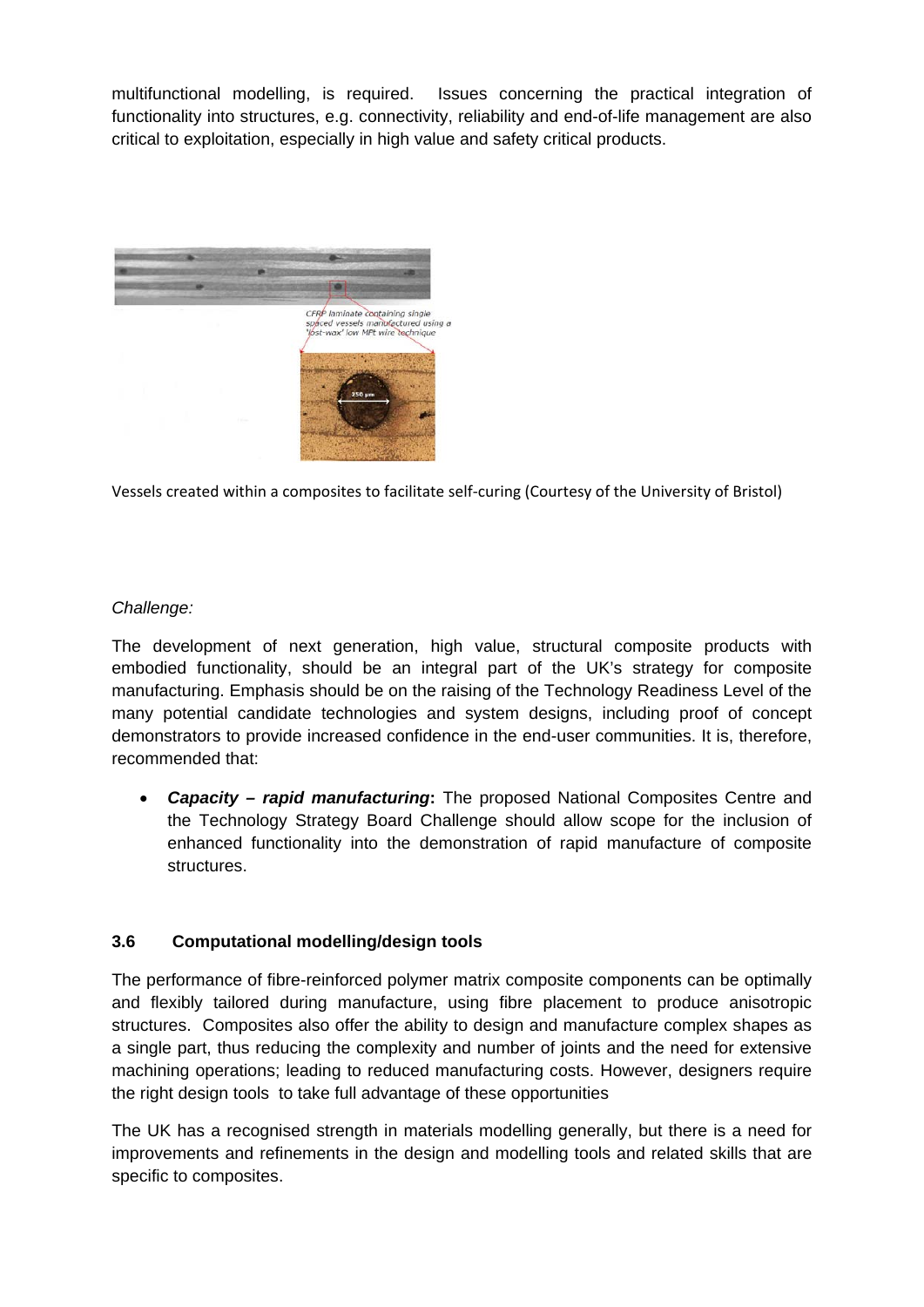multifunctional modelling, is required. Issues concerning the practical integration of functionality into structures, e.g. connectivity, reliability and end-of-life management are also critical to exploitation, especially in high value and safety critical products.

Vessels created within a composites to facilitate self-curing (Courtesy of the University of Bristol)

*Challenge:*

The development of next generation, high value, structural composite products with embodied functionality, should be an integral part of the UK's strategy for composite manufacturing. Emphasis should be on the raising of the Technology Readiness Level of the many potential candidate technologies and system designs, including proof of concept demonstrators to provide increased confidence in the end-user communities. It is, therefore, recommended that:

- ***Capacity – rapid manufacturing*****:** The proposed National Composites Centre and the Technology Strategy Board Challenge should allow scope for the inclusion of enhanced functionality into the demonstration of rapid manufacture of composite structures.

### 3.6 Computational modelling/design tools

The performance of fibre-reinforced polymer matrix composite components can be optimally and flexibly tailored during manufacture, using fibre placement to produce anisotropic structures. Composites also offer the ability to design and manufacture complex shapes as a single part, thus reducing the complexity and number of joints and the need for extensive machining operations; leading to reduced manufacturing costs. However, designers require the right design tools to take full advantage of these opportunities

The UK has a recognised strength in materials modelling generally, but there is a need for improvements and refinements in the design and modelling tools and related skills that are specific to composites.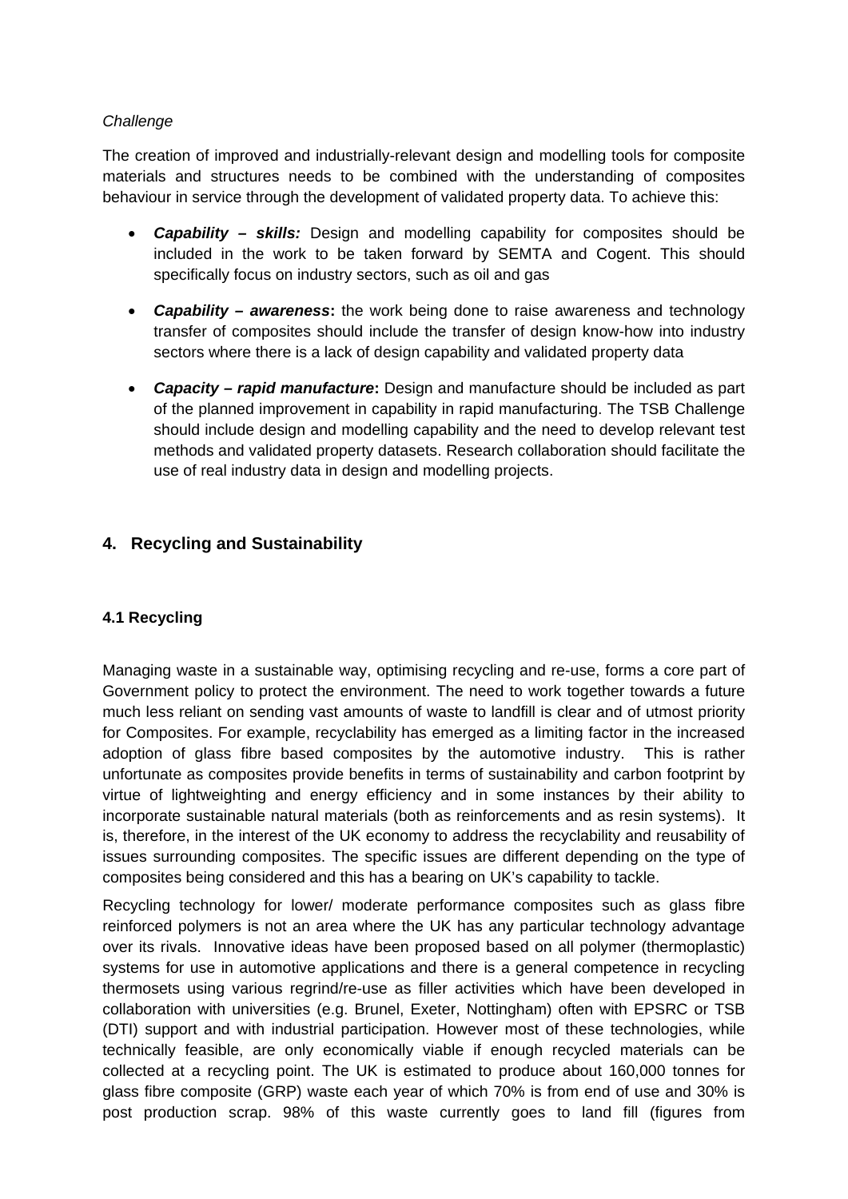*Challenge*

The creation of improved and industrially-relevant design and modelling tools for composite materials and structures needs to be combined with the understanding of composites behaviour in service through the development of validated property data. To achieve this:

- ***Capability – skills:*** Design and modelling capability for composites should be included in the work to be taken forward by SEMTA and Cogent. This should specifically focus on industry sectors, such as oil and gas
- ***Capability – awareness*:** the work being done to raise awareness and technology transfer of composites should include the transfer of design know-how into industry sectors where there is a lack of design capability and validated property data
- ***Capacity – rapid manufacture*:** Design and manufacture should be included as part of the planned improvement in capability in rapid manufacturing. The TSB Challenge should include design and modelling capability and the need to develop relevant test methods and validated property datasets. Research collaboration should facilitate the use of real industry data in design and modelling projects.

## 4. Recycling and Sustainability

### 4.1 Recycling

Managing waste in a sustainable way, optimising recycling and re-use, forms a core part of Government policy to protect the environment. The need to work together towards a future much less reliant on sending vast amounts of waste to landfill is clear and of utmost priority for Composites. For example, recyclability has emerged as a limiting factor in the increased adoption of glass fibre based composites by the automotive industry. This is rather unfortunate as composites provide benefits in terms of sustainability and carbon footprint by virtue of lightweighting and energy efficiency and in some instances by their ability to incorporate sustainable natural materials (both as reinforcements and as resin systems). It is, therefore, in the interest of the UK economy to address the recyclability and reusability of issues surrounding composites. The specific issues are different depending on the type of composites being considered and this has a bearing on UK's capability to tackle.

Recycling technology for lower/ moderate performance composites such as glass fibre reinforced polymers is not an area where the UK has any particular technology advantage over its rivals. Innovative ideas have been proposed based on all polymer (thermoplastic) systems for use in automotive applications and there is a general competence in recycling thermosets using various regrind/re-use as filler activities which have been developed in collaboration with universities (e.g. Brunel, Exeter, Nottingham) often with EPSRC or TSB (DTI) support and with industrial participation. However most of these technologies, while technically feasible, are only economically viable if enough recycled materials can be collected at a recycling point. The UK is estimated to produce about 160,000 tonnes for glass fibre composite (GRP) waste each year of which 70% is from end of use and 30% is post production scrap. 98% of this waste currently goes to land fill (figures from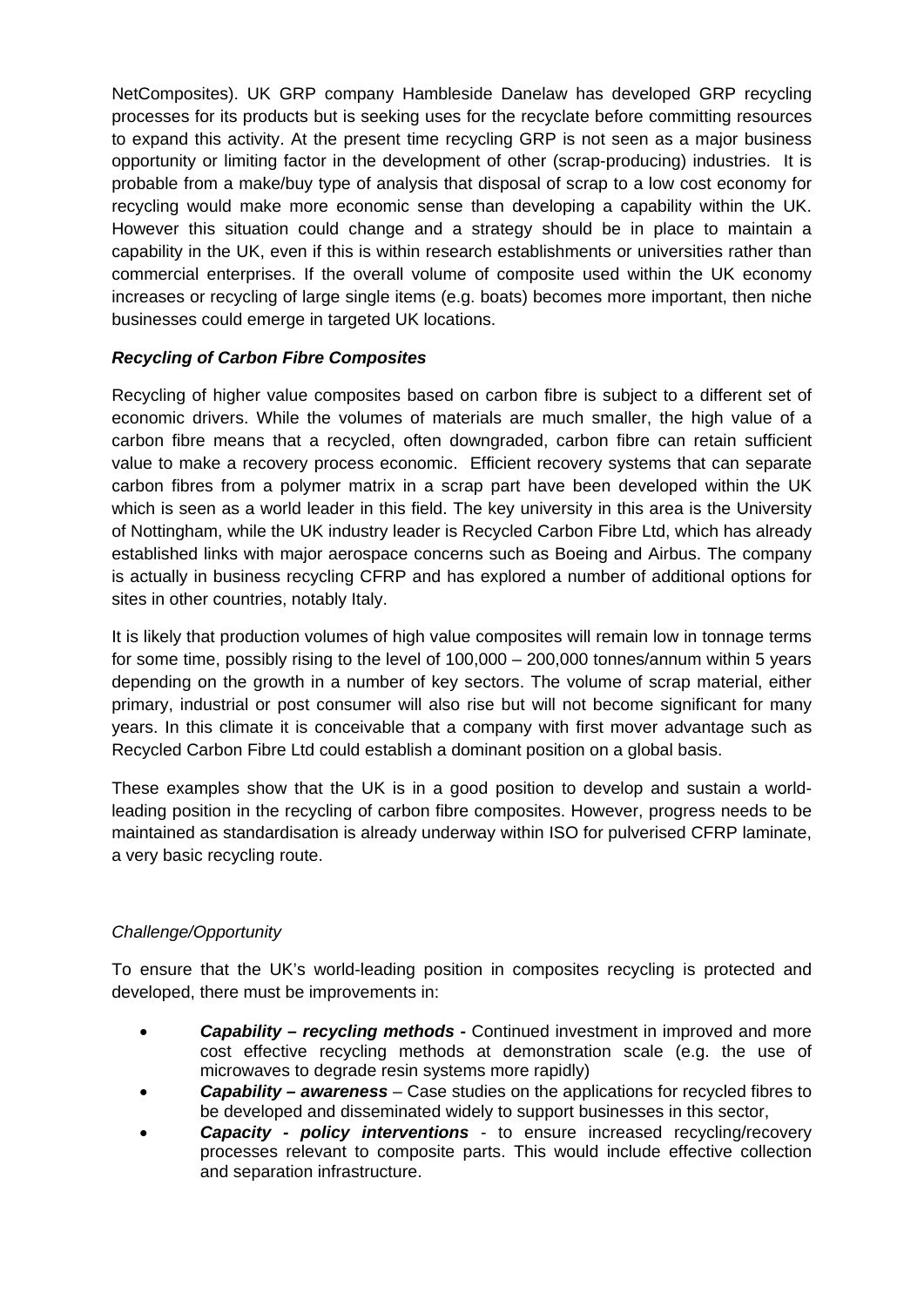NetComposites). UK GRP company Hambleside Danelaw has developed GRP recycling processes for its products but is seeking uses for the recyclate before committing resources to expand this activity. At the present time recycling GRP is not seen as a major business opportunity or limiting factor in the development of other (scrap-producing) industries. It is probable from a make/buy type of analysis that disposal of scrap to a low cost economy for recycling would make more economic sense than developing a capability within the UK. However this situation could change and a strategy should be in place to maintain a capability in the UK, even if this is within research establishments or universities rather than commercial enterprises. If the overall volume of composite used within the UK economy increases or recycling of large single items (e.g. boats) becomes more important, then niche businesses could emerge in targeted UK locations.

***Recycling of Carbon Fibre Composites***

Recycling of higher value composites based on carbon fibre is subject to a different set of economic drivers. While the volumes of materials are much smaller, the high value of a carbon fibre means that a recycled, often downgraded, carbon fibre can retain sufficient value to make a recovery process economic. Efficient recovery systems that can separate carbon fibres from a polymer matrix in a scrap part have been developed within the UK which is seen as a world leader in this field. The key university in this area is the University of Nottingham, while the UK industry leader is Recycled Carbon Fibre Ltd, which has already established links with major aerospace concerns such as Boeing and Airbus. The company is actually in business recycling CFRP and has explored a number of additional options for sites in other countries, notably Italy.

It is likely that production volumes of high value composites will remain low in tonnage terms for some time, possibly rising to the level of 100,000 – 200,000 tonnes/annum within 5 years depending on the growth in a number of key sectors. The volume of scrap material, either primary, industrial or post consumer will also rise but will not become significant for many years. In this climate it is conceivable that a company with first mover advantage such as Recycled Carbon Fibre Ltd could establish a dominant position on a global basis.

These examples show that the UK is in a good position to develop and sustain a world-leading position in the recycling of carbon fibre composites. However, progress needs to be maintained as standardisation is already underway within ISO for pulverised CFRP laminate, a very basic recycling route.

*Challenge/Opportunity*

To ensure that the UK's world-leading position in composites recycling is protected and developed, there must be improvements in:

- ***Capability – recycling methods -*** Continued investment in improved and more cost effective recycling methods at demonstration scale (e.g. the use of microwaves to degrade resin systems more rapidly)
- ***Capability – awareness*** – Case studies on the applications for recycled fibres to be developed and disseminated widely to support businesses in this sector,
- ***Capacity - policy interventions*** - to ensure increased recycling/recovery processes relevant to composite parts. This would include effective collection and separation infrastructure.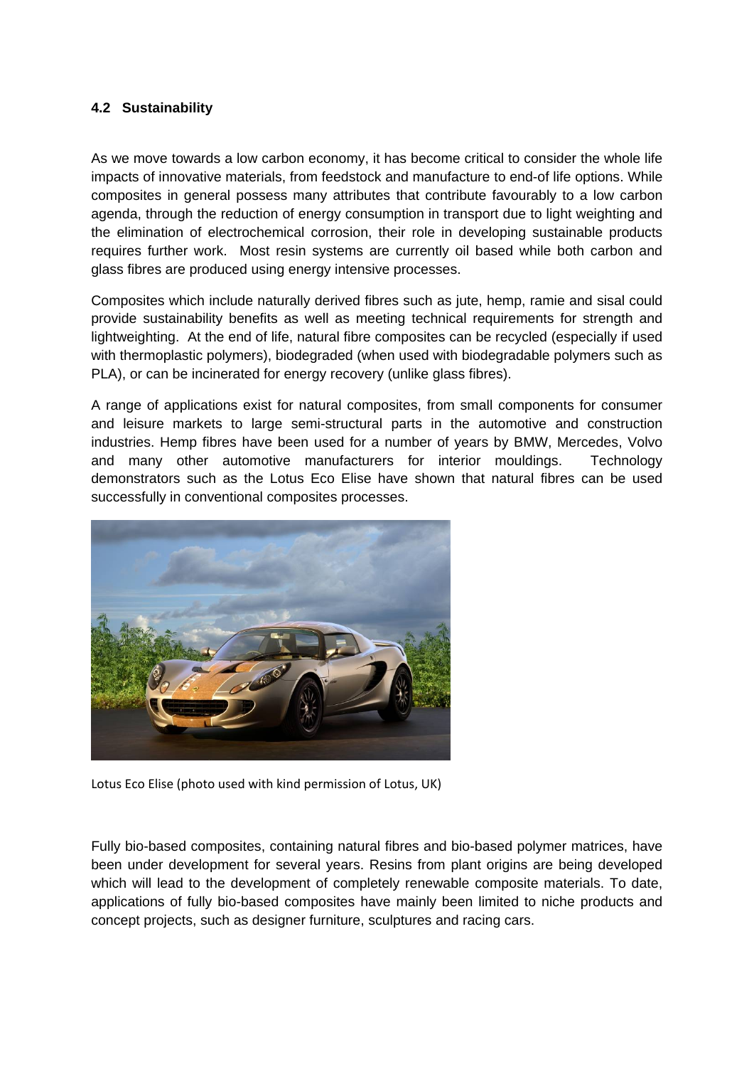### 4.2 Sustainability

As we move towards a low carbon economy, it has become critical to consider the whole life impacts of innovative materials, from feedstock and manufacture to end-of life options. While composites in general possess many attributes that contribute favourably to a low carbon agenda, through the reduction of energy consumption in transport due to light weighting and the elimination of electrochemical corrosion, their role in developing sustainable products requires further work. Most resin systems are currently oil based while both carbon and glass fibres are produced using energy intensive processes.

Composites which include naturally derived fibres such as jute, hemp, ramie and sisal could provide sustainability benefits as well as meeting technical requirements for strength and lightweighting. At the end of life, natural fibre composites can be recycled (especially if used with thermoplastic polymers), biodegraded (when used with biodegradable polymers such as PLA), or can be incinerated for energy recovery (unlike glass fibres).

A range of applications exist for natural composites, from small components for consumer and leisure markets to large semi-structural parts in the automotive and construction industries. Hemp fibres have been used for a number of years by BMW, Mercedes, Volvo and many other automotive manufacturers for interior mouldings. Technology demonstrators such as the Lotus Eco Elise have shown that natural fibres can be used successfully in conventional composites processes.

Lotus Eco Elise (photo used with kind permission of Lotus, UK)

Fully bio-based composites, containing natural fibres and bio-based polymer matrices, have been under development for several years. Resins from plant origins are being developed which will lead to the development of completely renewable composite materials. To date, applications of fully bio-based composites have mainly been limited to niche products and concept projects, such as designer furniture, sculptures and racing cars.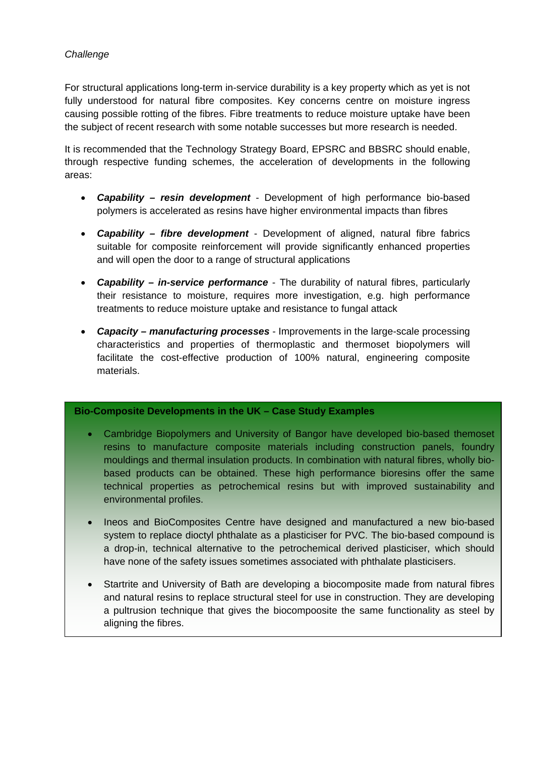*Challenge*

For structural applications long-term in-service durability is a key property which as yet is not fully understood for natural fibre composites. Key concerns centre on moisture ingress causing possible rotting of the fibres. Fibre treatments to reduce moisture uptake have been the subject of recent research with some notable successes but more research is needed.

It is recommended that the Technology Strategy Board, EPSRC and BBSRC should enable, through respective funding schemes, the acceleration of developments in the following areas:

- ***Capability – resin development*** - Development of high performance bio-based polymers is accelerated as resins have higher environmental impacts than fibres
- ***Capability – fibre development*** - Development of aligned, natural fibre fabrics suitable for composite reinforcement will provide significantly enhanced properties and will open the door to a range of structural applications
- ***Capability – in-service performance*** - The durability of natural fibres, particularly their resistance to moisture, requires more investigation, e.g. high performance treatments to reduce moisture uptake and resistance to fungal attack
- ***Capacity – manufacturing processes*** - Improvements in the large-scale processing characteristics and properties of thermoplastic and thermoset biopolymers will facilitate the cost-effective production of 100% natural, engineering composite materials.

**Bio-Composite Developments in the UK – Case Study Examples**

- Cambridge Biopolymers and University of Bangor have developed bio-based themoset resins to manufacture composite materials including construction panels, foundry mouldings and thermal insulation products. In combination with natural fibres, wholly bio-based products can be obtained. These high performance bioresins offer the same technical properties as petrochemical resins but with improved sustainability and environmental profiles.
- Ineos and BioComposites Centre have designed and manufactured a new bio-based system to replace dioctyl phthalate as a plasticiser for PVC. The bio-based compound is a drop-in, technical alternative to the petrochemical derived plasticiser, which should have none of the safety issues sometimes associated with phthalate plasticisers.
- Startrite and University of Bath are developing a biocomposite made from natural fibres and natural resins to replace structural steel for use in construction. They are developing a pultrusion technique that gives the biocompoosite the same functionality as steel by aligning the fibres.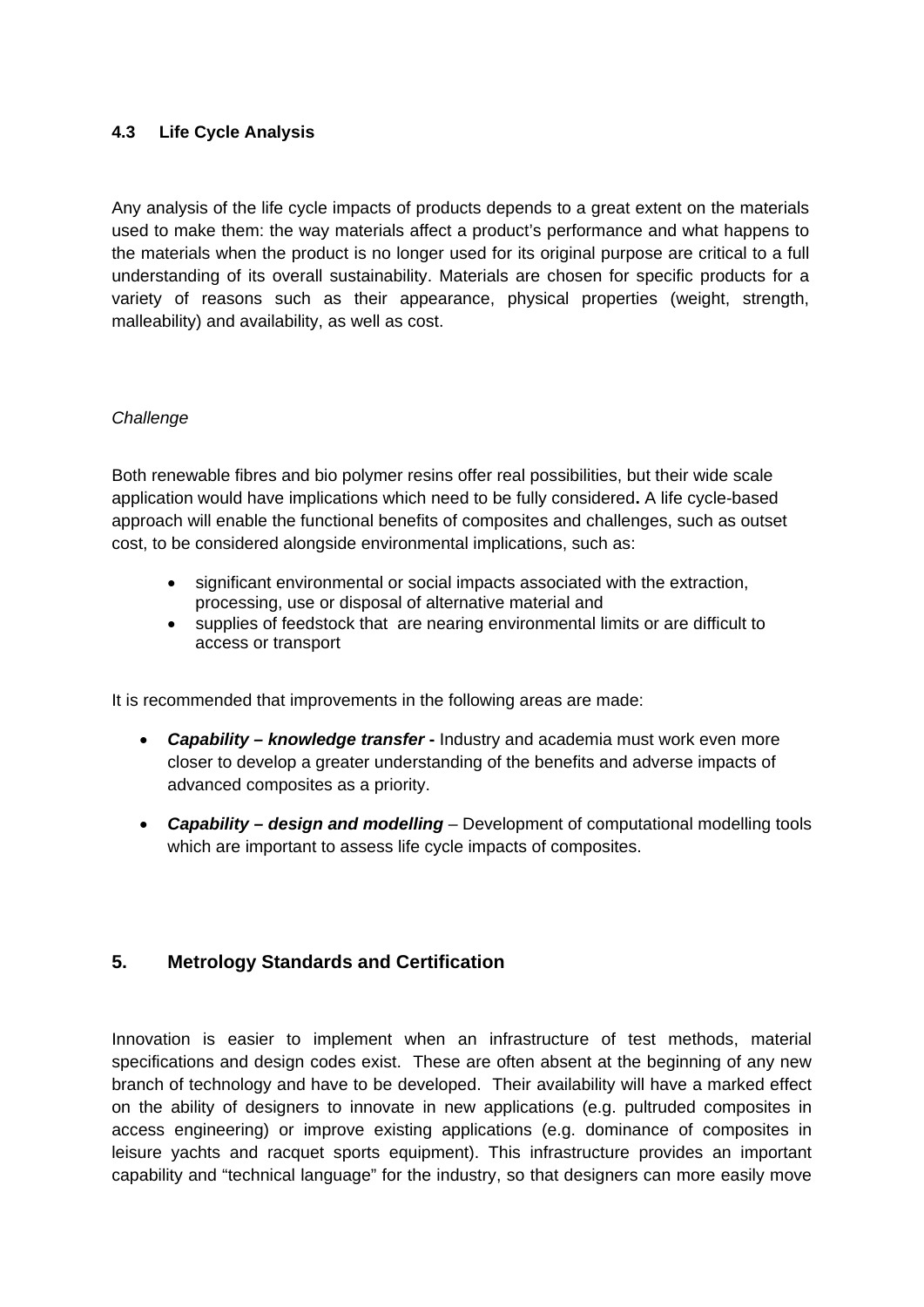### 4.3 Life Cycle Analysis

Any analysis of the life cycle impacts of products depends to a great extent on the materials used to make them: the way materials affect a product's performance and what happens to the materials when the product is no longer used for its original purpose are critical to a full understanding of its overall sustainability. Materials are chosen for specific products for a variety of reasons such as their appearance, physical properties (weight, strength, malleability) and availability, as well as cost.

*Challenge*

Both renewable fibres and bio polymer resins offer real possibilities, but their wide scale application would have implications which need to be fully considered**.** A life cycle-based approach will enable the functional benefits of composites and challenges, such as outset cost, to be considered alongside environmental implications, such as:

- significant environmental or social impacts associated with the extraction, processing, use or disposal of alternative material and
- supplies of feedstock that are nearing environmental limits or are difficult to access or transport

It is recommended that improvements in the following areas are made:

- ***Capability – knowledge transfer* -** Industry and academia must work even more closer to develop a greater understanding of the benefits and adverse impacts of advanced composites as a priority.
- ***Capability – design and modelling*** – Development of computational modelling tools which are important to assess life cycle impacts of composites.

## 5. Metrology Standards and Certification

Innovation is easier to implement when an infrastructure of test methods, material specifications and design codes exist. These are often absent at the beginning of any new branch of technology and have to be developed. Their availability will have a marked effect on the ability of designers to innovate in new applications (e.g. pultruded composites in access engineering) or improve existing applications (e.g. dominance of composites in leisure yachts and racquet sports equipment). This infrastructure provides an important capability and "technical language" for the industry, so that designers can more easily move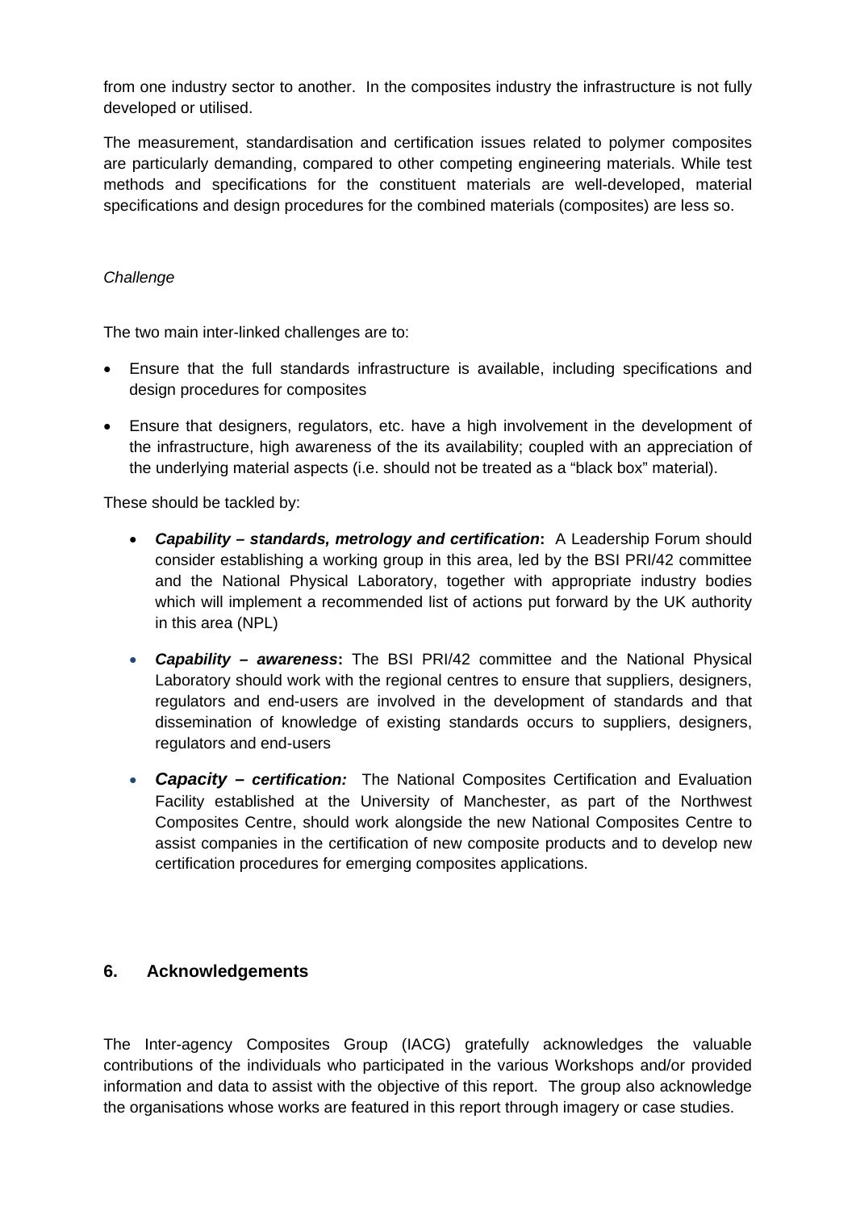from one industry sector to another. In the composites industry the infrastructure is not fully developed or utilised.

The measurement, standardisation and certification issues related to polymer composites are particularly demanding, compared to other competing engineering materials. While test methods and specifications for the constituent materials are well-developed, material specifications and design procedures for the combined materials (composites) are less so.

*Challenge*

The two main inter-linked challenges are to:

- Ensure that the full standards infrastructure is available, including specifications and design procedures for composites
- Ensure that designers, regulators, etc. have a high involvement in the development of the infrastructure, high awareness of the its availability; coupled with an appreciation of the underlying material aspects (i.e. should not be treated as a "black box" material).

These should be tackled by:

- ***Capability – standards, metrology and certification*:** A Leadership Forum should consider establishing a working group in this area, led by the BSI PRI/42 committee and the National Physical Laboratory, together with appropriate industry bodies which will implement a recommended list of actions put forward by the UK authority in this area (NPL)
- ***Capability – awareness*:** The BSI PRI/42 committee and the National Physical Laboratory should work with the regional centres to ensure that suppliers, designers, regulators and end-users are involved in the development of standards and that dissemination of knowledge of existing standards occurs to suppliers, designers, regulators and end-users
- ***Capacity – certification:*** The National Composites Certification and Evaluation Facility established at the University of Manchester, as part of the Northwest Composites Centre, should work alongside the new National Composites Centre to assist companies in the certification of new composite products and to develop new certification procedures for emerging composites applications.

## 6. Acknowledgements

The Inter-agency Composites Group (IACG) gratefully acknowledges the valuable contributions of the individuals who participated in the various Workshops and/or provided information and data to assist with the objective of this report. The group also acknowledge the organisations whose works are featured in this report through imagery or case studies.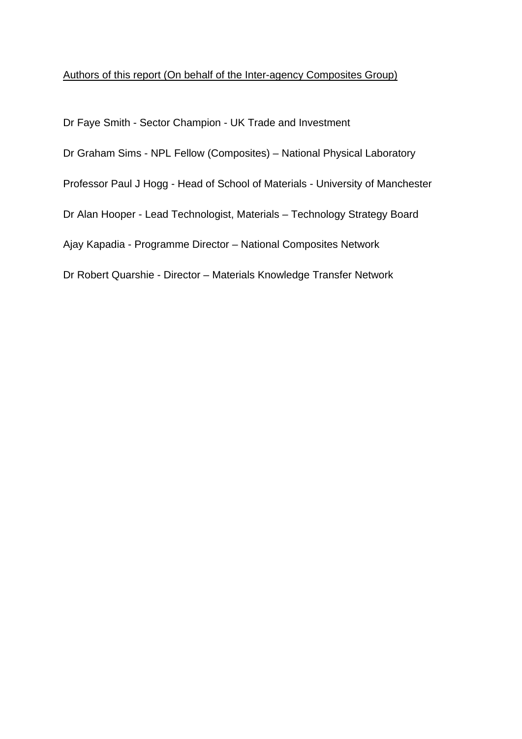Authors of this report (On behalf of the Inter-agency Composites Group)

Dr Faye Smith - Sector Champion - UK Trade and Investment

Dr Graham Sims - NPL Fellow (Composites) – National Physical Laboratory

Professor Paul J Hogg - Head of School of Materials - University of Manchester

Dr Alan Hooper - Lead Technologist, Materials – Technology Strategy Board

Ajay Kapadia - Programme Director – National Composites Network

Dr Robert Quarshie - Director – Materials Knowledge Transfer Network